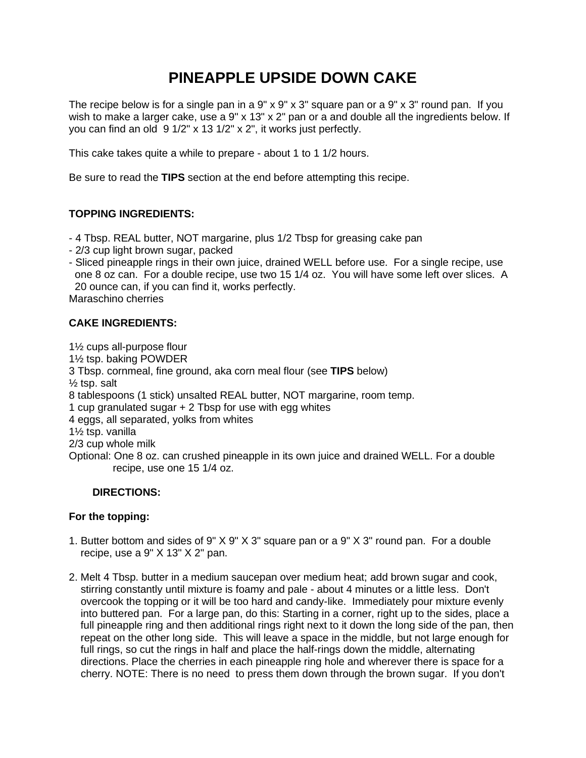# PINEAPPLE UPSIDE DOWN CAKE

The recipe below is for a single pan in a 9" x 9" x 3" square pan or a 9" x 3" round pan. If you wish to make a larger cake, use a 9" x 13" x 2" pan or a and double all the ingredients below. If you can find an old 9 1/2" x 13 1/2" x 2", it works just perfectly.

This cake takes quite a while to prepare - about 1 to 1 1/2 hours.

Be sure to read the **TIPS** section at the end before attempting this recipe.

**TOPPING INGREDIENTS:**

- 4 Tbsp. REAL butter, NOT margarine, plus 1/2 Tbsp for greasing cake pan
- 2/3 cup light brown sugar, packed
- Sliced pineapple rings in their own juice, drained WELL before use. For a single recipe, use one 8 oz can. For a double recipe, use two 15 1/4 oz. You will have some left over slices. A 20 ounce can, if you can find it, works perfectly.

Maraschino cherries

**CAKE INGREDIENTS:**

1½ cups all-purpose flour
1½ tsp. baking POWDER
3 Tbsp. cornmeal, fine ground, aka corn meal flour (see **TIPS** below)
½ tsp. salt
8 tablespoons (1 stick) unsalted REAL butter, NOT margarine, room temp.
1 cup granulated sugar + 2 Tbsp for use with egg whites
4 eggs, all separated, yolks from whites
1½ tsp. vanilla
2/3 cup whole milk
Optional: One 8 oz. can crushed pineapple in its own juice and drained WELL. For a double recipe, use one 15 1/4 oz.

**DIRECTIONS:**

**For the topping:**

1. Butter bottom and sides of 9" X 9" X 3" square pan or a 9" X 3" round pan. For a double recipe, use a 9" X 13" X 2" pan.

2. Melt 4 Tbsp. butter in a medium saucepan over medium heat; add brown sugar and cook, stirring constantly until mixture is foamy and pale - about 4 minutes or a little less. Don't overcook the topping or it will be too hard and candy-like. Immediately pour mixture evenly into buttered pan. For a large pan, do this: Starting in a corner, right up to the sides, place a full pineapple ring and then additional rings right next to it down the long side of the pan, then repeat on the other long side. This will leave a space in the middle, but not large enough for full rings, so cut the rings in half and place the half-rings down the middle, alternating directions. Place the cherries in each pineapple ring hole and wherever there is space for a cherry. NOTE: There is no need to press them down through the brown sugar. If you don't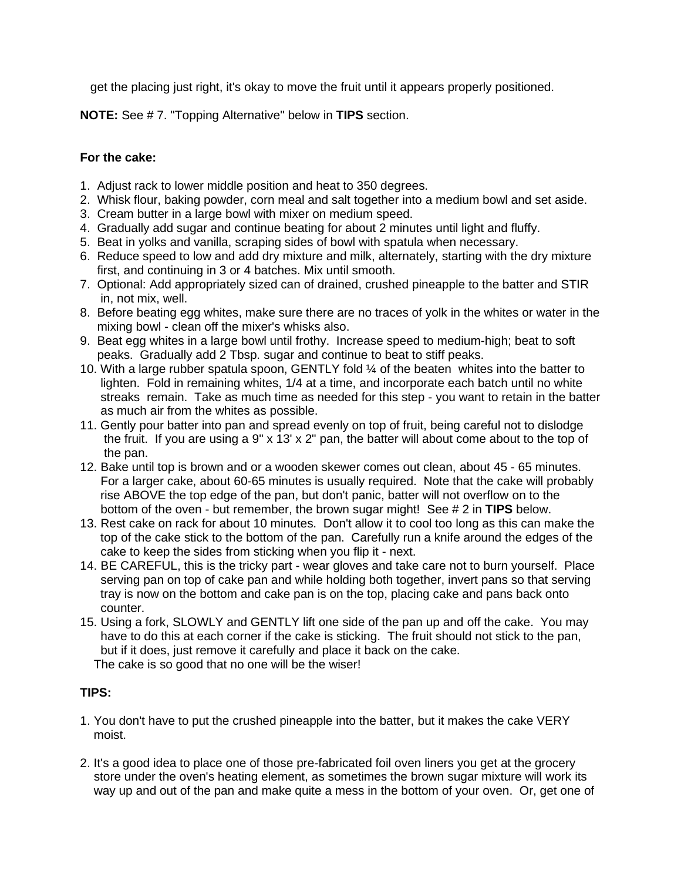get the placing just right, it's okay to move the fruit until it appears properly positioned.

**NOTE:** See # 7. "Topping Alternative" below in **TIPS** section.

**For the cake:**

1. Adjust rack to lower middle position and heat to 350 degrees.
2. Whisk flour, baking powder, corn meal and salt together into a medium bowl and set aside.
3. Cream butter in a large bowl with mixer on medium speed.
4. Gradually add sugar and continue beating for about 2 minutes until light and fluffy.
5. Beat in yolks and vanilla, scraping sides of bowl with spatula when necessary.
6. Reduce speed to low and add dry mixture and milk, alternately, starting with the dry mixture first, and continuing in 3 or 4 batches. Mix until smooth.
7. Optional: Add appropriately sized can of drained, crushed pineapple to the batter and STIR in, not mix, well.
8. Before beating egg whites, make sure there are no traces of yolk in the whites or water in the mixing bowl - clean off the mixer's whisks also.
9. Beat egg whites in a large bowl until frothy. Increase speed to medium-high; beat to soft peaks. Gradually add 2 Tbsp. sugar and continue to beat to stiff peaks.
10. With a large rubber spatula spoon, GENTLY fold ¼ of the beaten whites into the batter to lighten. Fold in remaining whites, 1/4 at a time, and incorporate each batch until no white streaks remain. Take as much time as needed for this step - you want to retain in the batter as much air from the whites as possible.
11. Gently pour batter into pan and spread evenly on top of fruit, being careful not to dislodge the fruit. If you are using a 9" x 13' x 2" pan, the batter will about come about to the top of the pan.
12. Bake until top is brown and or a wooden skewer comes out clean, about 45 - 65 minutes. For a larger cake, about 60-65 minutes is usually required. Note that the cake will probably rise ABOVE the top edge of the pan, but don't panic, batter will not overflow on to the bottom of the oven - but remember, the brown sugar might! See # 2 in **TIPS** below.
13. Rest cake on rack for about 10 minutes. Don't allow it to cool too long as this can make the top of the cake stick to the bottom of the pan. Carefully run a knife around the edges of the cake to keep the sides from sticking when you flip it - next.
14. BE CAREFUL, this is the tricky part - wear gloves and take care not to burn yourself. Place serving pan on top of cake pan and while holding both together, invert pans so that serving tray is now on the bottom and cake pan is on the top, placing cake and pans back onto counter.
15. Using a fork, SLOWLY and GENTLY lift one side of the pan up and off the cake. You may have to do this at each corner if the cake is sticking. The fruit should not stick to the pan, but if it does, just remove it carefully and place it back on the cake.

The cake is so good that no one will be the wiser!

**TIPS:**

1. You don't have to put the crushed pineapple into the batter, but it makes the cake VERY moist.

2. It's a good idea to place one of those pre-fabricated foil oven liners you get at the grocery store under the oven's heating element, as sometimes the brown sugar mixture will work its way up and out of the pan and make quite a mess in the bottom of your oven. Or, get one of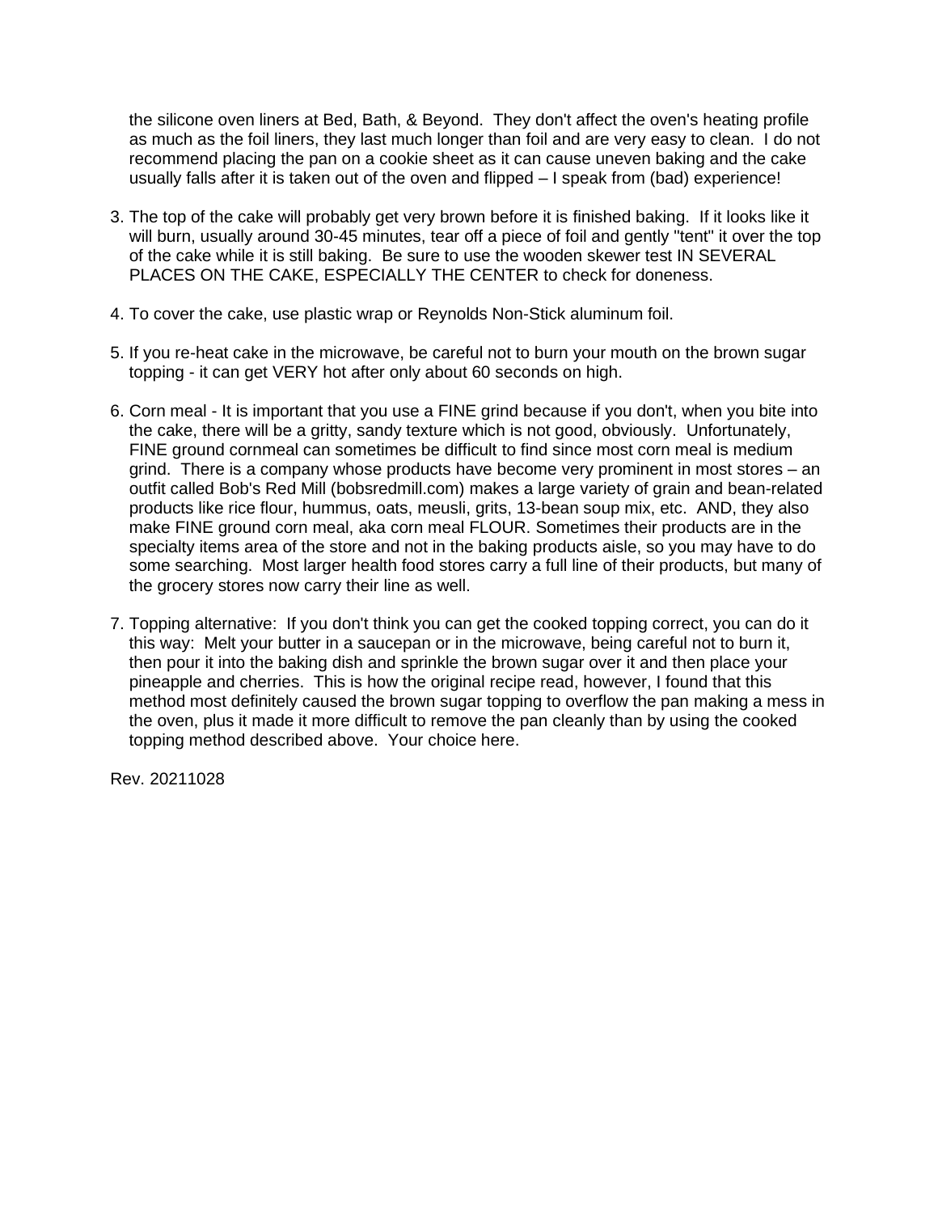the silicone oven liners at Bed, Bath, & Beyond. They don't affect the oven's heating profile as much as the foil liners, they last much longer than foil and are very easy to clean. I do not recommend placing the pan on a cookie sheet as it can cause uneven baking and the cake usually falls after it is taken out of the oven and flipped – I speak from (bad) experience!

3. The top of the cake will probably get very brown before it is finished baking. If it looks like it will burn, usually around 30-45 minutes, tear off a piece of foil and gently "tent" it over the top of the cake while it is still baking. Be sure to use the wooden skewer test IN SEVERAL PLACES ON THE CAKE, ESPECIALLY THE CENTER to check for doneness.

4. To cover the cake, use plastic wrap or Reynolds Non-Stick aluminum foil.

5. If you re-heat cake in the microwave, be careful not to burn your mouth on the brown sugar topping - it can get VERY hot after only about 60 seconds on high.

6. Corn meal - It is important that you use a FINE grind because if you don't, when you bite into the cake, there will be a gritty, sandy texture which is not good, obviously. Unfortunately, FINE ground cornmeal can sometimes be difficult to find since most corn meal is medium grind. There is a company whose products have become very prominent in most stores – an outfit called Bob's Red Mill (bobsredmill.com) makes a large variety of grain and bean-related products like rice flour, hummus, oats, meusli, grits, 13-bean soup mix, etc. AND, they also make FINE ground corn meal, aka corn meal FLOUR. Sometimes their products are in the specialty items area of the store and not in the baking products aisle, so you may have to do some searching. Most larger health food stores carry a full line of their products, but many of the grocery stores now carry their line as well.

7. Topping alternative: If you don't think you can get the cooked topping correct, you can do it this way: Melt your butter in a saucepan or in the microwave, being careful not to burn it, then pour it into the baking dish and sprinkle the brown sugar over it and then place your pineapple and cherries. This is how the original recipe read, however, I found that this method most definitely caused the brown sugar topping to overflow the pan making a mess in the oven, plus it made it more difficult to remove the pan cleanly than by using the cooked topping method described above. Your choice here.

Rev. 20211028